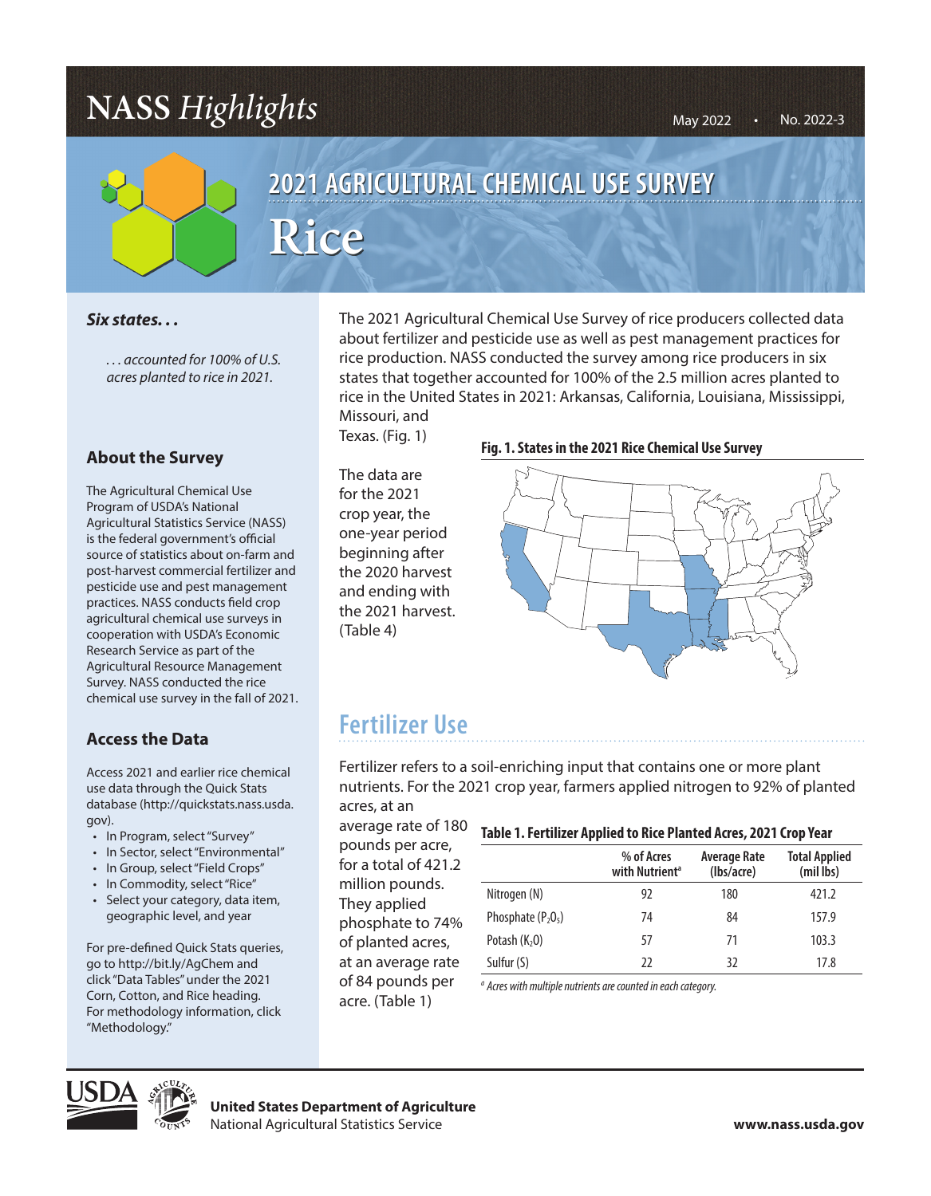# NASS *Highlights*

May 2022 • No. 2022-3

## 2021 AGRICULTURAL CHEMICAL USE SURVEY

# Rice

***Six states. . .***

*. . . accounted for 100% of U.S. acres planted to rice in 2021.*

### About the Survey

The Agricultural Chemical Use Program of USDA's National Agricultural Statistics Service (NASS) is the federal government's official source of statistics about on-farm and post-harvest commercial fertilizer and pesticide use and pest management practices. NASS conducts field crop agricultural chemical use surveys in cooperation with USDA's Economic Research Service as part of the Agricultural Resource Management Survey. NASS conducted the rice chemical use survey in the fall of 2021.

### Access the Data

Access 2021 and earlier rice chemical use data through the Quick Stats database (http://quickstats.nass.usda.gov).

- In Program, select "Survey"
- In Sector, select "Environmental"
- In Group, select "Field Crops"
- In Commodity, select "Rice"
- Select your category, data item, geographic level, and year

For pre-defined Quick Stats queries, go to http://bit.ly/AgChem and click "Data Tables" under the 2021 Corn, Cotton, and Rice heading. For methodology information, click "Methodology."

The 2021 Agricultural Chemical Use Survey of rice producers collected data about fertilizer and pesticide use as well as pest management practices for rice production. NASS conducted the survey among rice producers in six states that together accounted for 100% of the 2.5 million acres planted to rice in the United States in 2021: Arkansas, California, Louisiana, Mississippi, Missouri, and Texas. (Fig. 1)

The data are for the 2021 crop year, the one-year period beginning after the 2020 harvest and ending with the 2021 harvest. (Table 4)

**Fig. 1. States in the 2021 Rice Chemical Use Survey**

## Fertilizer Use

Fertilizer refers to a soil-enriching input that contains one or more plant nutrients. For the 2021 crop year, farmers applied nitrogen to 92% of planted acres, at an average rate of 180 pounds per acre, for a total of 421.2 million pounds. They applied phosphate to 74% of planted acres, at an average rate of 84 pounds per acre. (Table 1)

**Table 1. Fertilizer Applied to Rice Planted Acres, 2021 Crop Year**

| | % of Acres with Nutrient[a] | Average Rate (lbs/acre) | Total Applied (mil lbs) |
|---|---|---|---|
| Nitrogen (N) | 92 | 180 | 421.2 |
| Phosphate ($P_2O_5$) | 74 | 84 | 157.9 |
| Potash ($K_2O$) | 57 | 71 | 103.3 |
| Sulfur (S) | 22 | 32 | 17.8 |

[a] *Acres with multiple nutrients are counted in each category.*

**United States Department of Agriculture**
National Agricultural Statistics Service

**www.nass.usda.gov**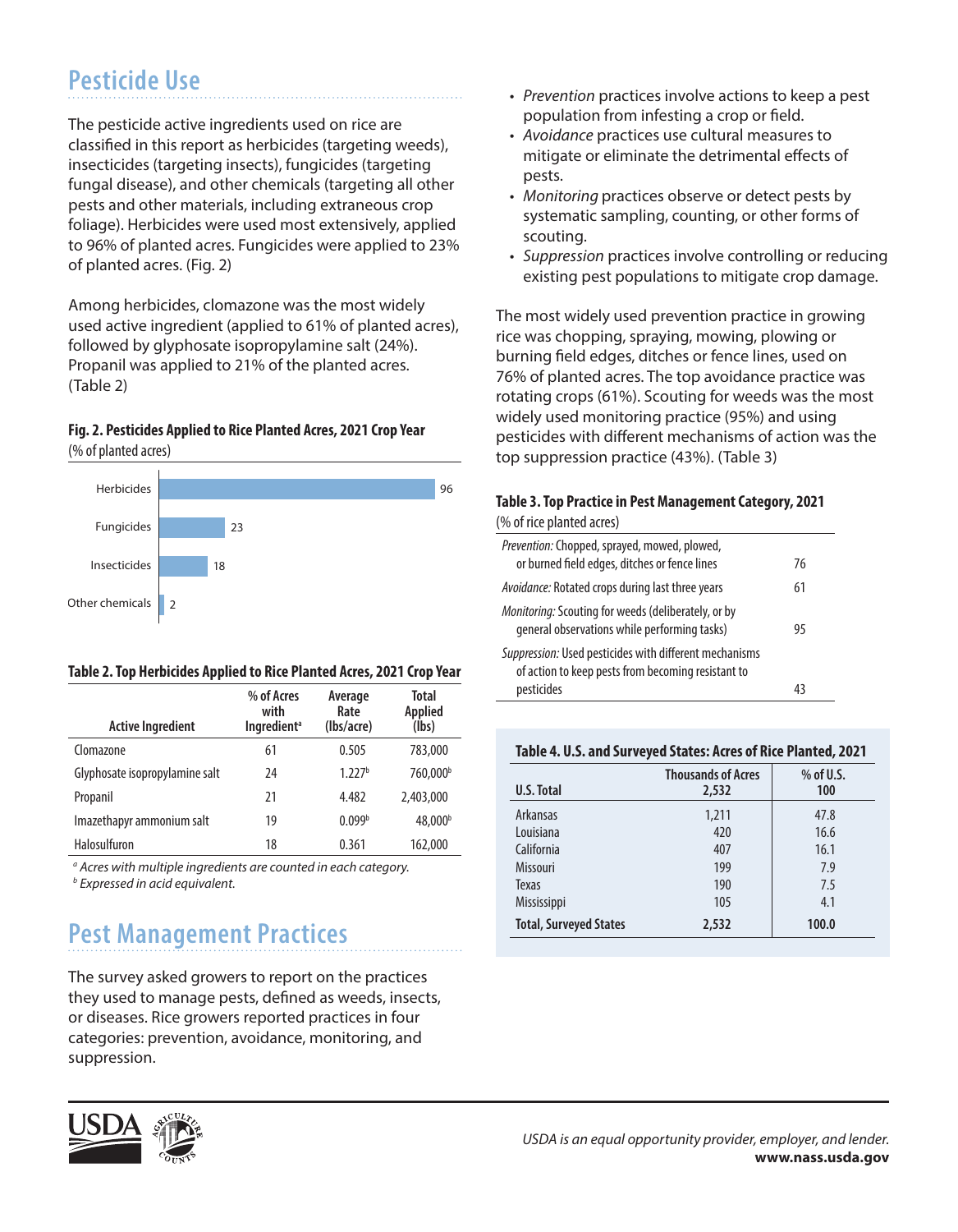## Pesticide Use

The pesticide active ingredients used on rice are classified in this report as herbicides (targeting weeds), insecticides (targeting insects), fungicides (targeting fungal disease), and other chemicals (targeting all other pests and other materials, including extraneous crop foliage). Herbicides were used most extensively, applied to 96% of planted acres. Fungicides were applied to 23% of planted acres. (Fig. 2)

Among herbicides, clomazone was the most widely used active ingredient (applied to 61% of planted acres), followed by glyphosate isopropylamine salt (24%). Propanil was applied to 21% of the planted acres. (Table 2)

**Fig. 2. Pesticides Applied to Rice Planted Acres, 2021 Crop Year**
(% of planted acres)

Herbicides 96
Fungicides 23
Insecticides 18
Other chemicals 2

**Table 2. Top Herbicides Applied to Rice Planted Acres, 2021 Crop Year**

| Active Ingredient | % of Acres with Ingredient[a] | Average Rate (lbs/acre) | Total Applied (lbs) |
|---|---|---|---|
| Clomazone | 61 | 0.505 | 783,000 |
| Glyphosate isopropylamine salt | 24 | 1.227[b] | 760,000[b] |
| Propanil | 21 | 4.482 | 2,403,000 |
| Imazethapyr ammonium salt | 19 | 0.099[b] | 48,000[b] |
| Halosulfuron | 18 | 0.361 | 162,000 |

[a] *Acres with multiple ingredients are counted in each category.*
[b] *Expressed in acid equivalent.*

## Pest Management Practices

The survey asked growers to report on the practices they used to manage pests, defined as weeds, insects, or diseases. Rice growers reported practices in four categories: prevention, avoidance, monitoring, and suppression.

- *Prevention* practices involve actions to keep a pest population from infesting a crop or field.
- *Avoidance* practices use cultural measures to mitigate or eliminate the detrimental effects of pests.
- *Monitoring* practices observe or detect pests by systematic sampling, counting, or other forms of scouting.
- *Suppression* practices involve controlling or reducing existing pest populations to mitigate crop damage.

The most widely used prevention practice in growing rice was chopping, spraying, mowing, plowing or burning field edges, ditches or fence lines, used on 76% of planted acres. The top avoidance practice was rotating crops (61%). Scouting for weeds was the most widely used monitoring practice (95%) and using pesticides with different mechanisms of action was the top suppression practice (43%). (Table 3)

**Table 3. Top Practice in Pest Management Category, 2021**
(% of rice planted acres)

| | |
|---|---|
| *Prevention:* Chopped, sprayed, mowed, plowed, or burned field edges, ditches or fence lines | 76 |
| *Avoidance:* Rotated crops during last three years | 61 |
| *Monitoring:* Scouting for weeds (deliberately, or by general observations while performing tasks) | 95 |
| *Suppression:* Used pesticides with different mechanisms of action to keep pests from becoming resistant to pesticides | 43 |

**Table 4. U.S. and Surveyed States: Acres of Rice Planted, 2021**

| U.S. Total | Thousands of Acres 2,532 | % of U.S. 100 |
|---|---|---|
| Arkansas | 1,211 | 47.8 |
| Louisiana | 420 | 16.6 |
| California | 407 | 16.1 |
| Missouri | 199 | 7.9 |
| Texas | 190 | 7.5 |
| Mississippi | 105 | 4.1 |
| **Total, Surveyed States** | **2,532** | **100.0** |

*USDA is an equal opportunity provider, employer, and lender.*
**www.nass.usda.gov**